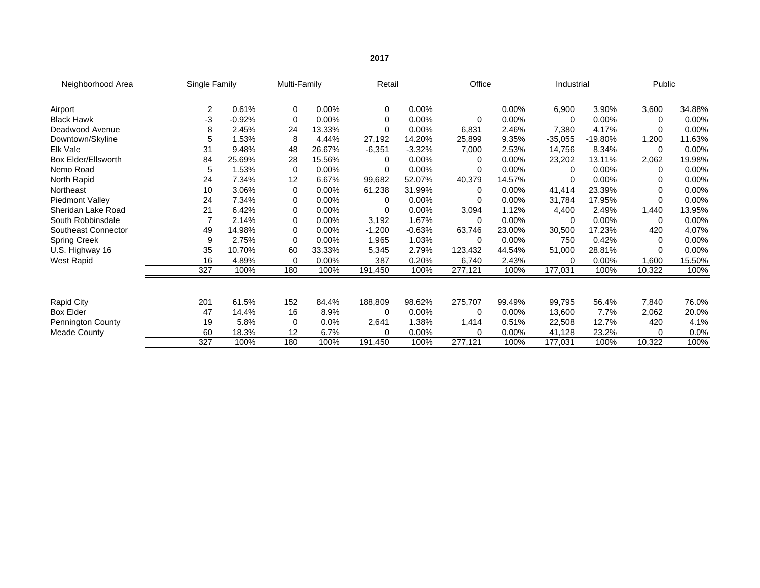**2017**

| Neighborhood Area | Single Family | | Multi-Family | | Retail | | Office | | Industrial | | Public | |
|---|---|---|---|---|---|---|---|---|---|---|---|---|
| Airport | 2 | 0.61% | 0 | 0.00% | 0 | 0.00% | | 0.00% | 6,900 | 3.90% | 3,600 | 34.88% |
| Black Hawk | -3 | -0.92% | 0 | 0.00% | 0 | 0.00% | 0 | 0.00% | 0 | 0.00% | 0 | 0.00% |
| Deadwood Avenue | 8 | 2.45% | 24 | 13.33% | 0 | 0.00% | 6,831 | 2.46% | 7,380 | 4.17% | 0 | 0.00% |
| Downtown/Skyline | 5 | 1.53% | 8 | 4.44% | 27,192 | 14.20% | 25,899 | 9.35% | -35,055 | -19.80% | 1,200 | 11.63% |
| Elk Vale | 31 | 9.48% | 48 | 26.67% | -6,351 | -3.32% | 7,000 | 2.53% | 14,756 | 8.34% | 0 | 0.00% |
| Box Elder/Ellsworth | 84 | 25.69% | 28 | 15.56% | 0 | 0.00% | 0 | 0.00% | 23,202 | 13.11% | 2,062 | 19.98% |
| Nemo Road | 5 | 1.53% | 0 | 0.00% | 0 | 0.00% | 0 | 0.00% | 0 | 0.00% | 0 | 0.00% |
| North Rapid | 24 | 7.34% | 12 | 6.67% | 99,682 | 52.07% | 40,379 | 14.57% | 0 | 0.00% | 0 | 0.00% |
| Northeast | 10 | 3.06% | 0 | 0.00% | 61,238 | 31.99% | 0 | 0.00% | 41,414 | 23.39% | 0 | 0.00% |
| Piedmont Valley | 24 | 7.34% | 0 | 0.00% | 0 | 0.00% | 0 | 0.00% | 31,784 | 17.95% | 0 | 0.00% |
| Sheridan Lake Road | 21 | 6.42% | 0 | 0.00% | 0 | 0.00% | 3,094 | 1.12% | 4,400 | 2.49% | 1,440 | 13.95% |
| South Robbinsdale | 7 | 2.14% | 0 | 0.00% | 3,192 | 1.67% | 0 | 0.00% | 0 | 0.00% | 0 | 0.00% |
| Southeast Connector | 49 | 14.98% | 0 | 0.00% | -1,200 | -0.63% | 63,746 | 23.00% | 30,500 | 17.23% | 420 | 4.07% |
| Spring Creek | 9 | 2.75% | 0 | 0.00% | 1,965 | 1.03% | 0 | 0.00% | 750 | 0.42% | 0 | 0.00% |
| U.S. Highway 16 | 35 | 10.70% | 60 | 33.33% | 5,345 | 2.79% | 123,432 | 44.54% | 51,000 | 28.81% | 0 | 0.00% |
| West Rapid | 16 | 4.89% | 0 | 0.00% | 387 | 0.20% | 6,740 | 2.43% | 0 | 0.00% | 1,600 | 15.50% |
| | 327 | 100% | 180 | 100% | 191,450 | 100% | 277,121 | 100% | 177,031 | 100% | 10,322 | 100% |
| | | | | | | | | | | | | |
| Rapid City | 201 | 61.5% | 152 | 84.4% | 188,809 | 98.62% | 275,707 | 99.49% | 99,795 | 56.4% | 7,840 | 76.0% |
| Box Elder | 47 | 14.4% | 16 | 8.9% | 0 | 0.00% | 0 | 0.00% | 13,600 | 7.7% | 2,062 | 20.0% |
| Pennington County | 19 | 5.8% | 0 | 0.0% | 2,641 | 1.38% | 1,414 | 0.51% | 22,508 | 12.7% | 420 | 4.1% |
| Meade County | 60 | 18.3% | 12 | 6.7% | 0 | 0.00% | 0 | 0.00% | 41,128 | 23.2% | 0 | 0.0% |
| | 327 | 100% | 180 | 100% | 191,450 | 100% | 277,121 | 100% | 177,031 | 100% | 10,322 | 100% |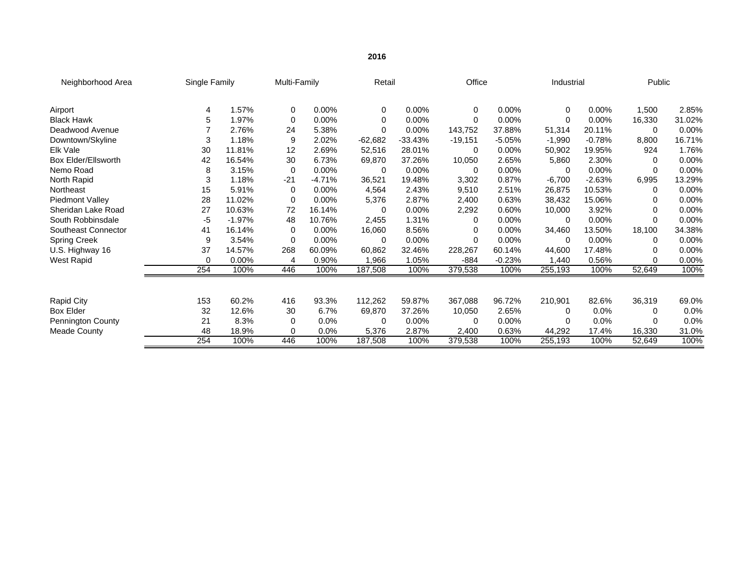**2016**

| Neighborhood Area | Single Family | | Multi-Family | | Retail | | Office | | Industrial | | Public | |
|---|---|---|---|---|---|---|---|---|---|---|---|---|
| Airport | 4 | 1.57% | 0 | 0.00% | 0 | 0.00% | 0 | 0.00% | 0 | 0.00% | 1,500 | 2.85% |
| Black Hawk | 5 | 1.97% | 0 | 0.00% | 0 | 0.00% | 0 | 0.00% | 0 | 0.00% | 16,330 | 31.02% |
| Deadwood Avenue | 7 | 2.76% | 24 | 5.38% | 0 | 0.00% | 143,752 | 37.88% | 51,314 | 20.11% | 0 | 0.00% |
| Downtown/Skyline | 3 | 1.18% | 9 | 2.02% | -62,682 | -33.43% | -19,151 | -5.05% | -1,990 | -0.78% | 8,800 | 16.71% |
| Elk Vale | 30 | 11.81% | 12 | 2.69% | 52,516 | 28.01% | 0 | 0.00% | 50,902 | 19.95% | 924 | 1.76% |
| Box Elder/Ellsworth | 42 | 16.54% | 30 | 6.73% | 69,870 | 37.26% | 10,050 | 2.65% | 5,860 | 2.30% | 0 | 0.00% |
| Nemo Road | 8 | 3.15% | 0 | 0.00% | 0 | 0.00% | 0 | 0.00% | 0 | 0.00% | 0 | 0.00% |
| North Rapid | 3 | 1.18% | -21 | -4.71% | 36,521 | 19.48% | 3,302 | 0.87% | -6,700 | -2.63% | 6,995 | 13.29% |
| Northeast | 15 | 5.91% | 0 | 0.00% | 4,564 | 2.43% | 9,510 | 2.51% | 26,875 | 10.53% | 0 | 0.00% |
| Piedmont Valley | 28 | 11.02% | 0 | 0.00% | 5,376 | 2.87% | 2,400 | 0.63% | 38,432 | 15.06% | 0 | 0.00% |
| Sheridan Lake Road | 27 | 10.63% | 72 | 16.14% | 0 | 0.00% | 2,292 | 0.60% | 10,000 | 3.92% | 0 | 0.00% |
| South Robbinsdale | -5 | -1.97% | 48 | 10.76% | 2,455 | 1.31% | 0 | 0.00% | 0 | 0.00% | 0 | 0.00% |
| Southeast Connector | 41 | 16.14% | 0 | 0.00% | 16,060 | 8.56% | 0 | 0.00% | 34,460 | 13.50% | 18,100 | 34.38% |
| Spring Creek | 9 | 3.54% | 0 | 0.00% | 0 | 0.00% | 0 | 0.00% | 0 | 0.00% | 0 | 0.00% |
| U.S. Highway 16 | 37 | 14.57% | 268 | 60.09% | 60,862 | 32.46% | 228,267 | 60.14% | 44,600 | 17.48% | 0 | 0.00% |
| West Rapid | 0 | 0.00% | 4 | 0.90% | 1,966 | 1.05% | -884 | -0.23% | 1,440 | 0.56% | 0 | 0.00% |
| | 254 | 100% | 446 | 100% | 187,508 | 100% | 379,538 | 100% | 255,193 | 100% | 52,649 | 100% |

| | | | | | | | | | | | | |
|---|---|---|---|---|---|---|---|---|---|---|---|---|
| Rapid City | 153 | 60.2% | 416 | 93.3% | 112,262 | 59.87% | 367,088 | 96.72% | 210,901 | 82.6% | 36,319 | 69.0% |
| Box Elder | 32 | 12.6% | 30 | 6.7% | 69,870 | 37.26% | 10,050 | 2.65% | 0 | 0.0% | 0 | 0.0% |
| Pennington County | 21 | 8.3% | 0 | 0.0% | 0 | 0.00% | 0 | 0.00% | 0 | 0.0% | 0 | 0.0% |
| Meade County | 48 | 18.9% | 0 | 0.0% | 5,376 | 2.87% | 2,400 | 0.63% | 44,292 | 17.4% | 16,330 | 31.0% |
| | 254 | 100% | 446 | 100% | 187,508 | 100% | 379,538 | 100% | 255,193 | 100% | 52,649 | 100% |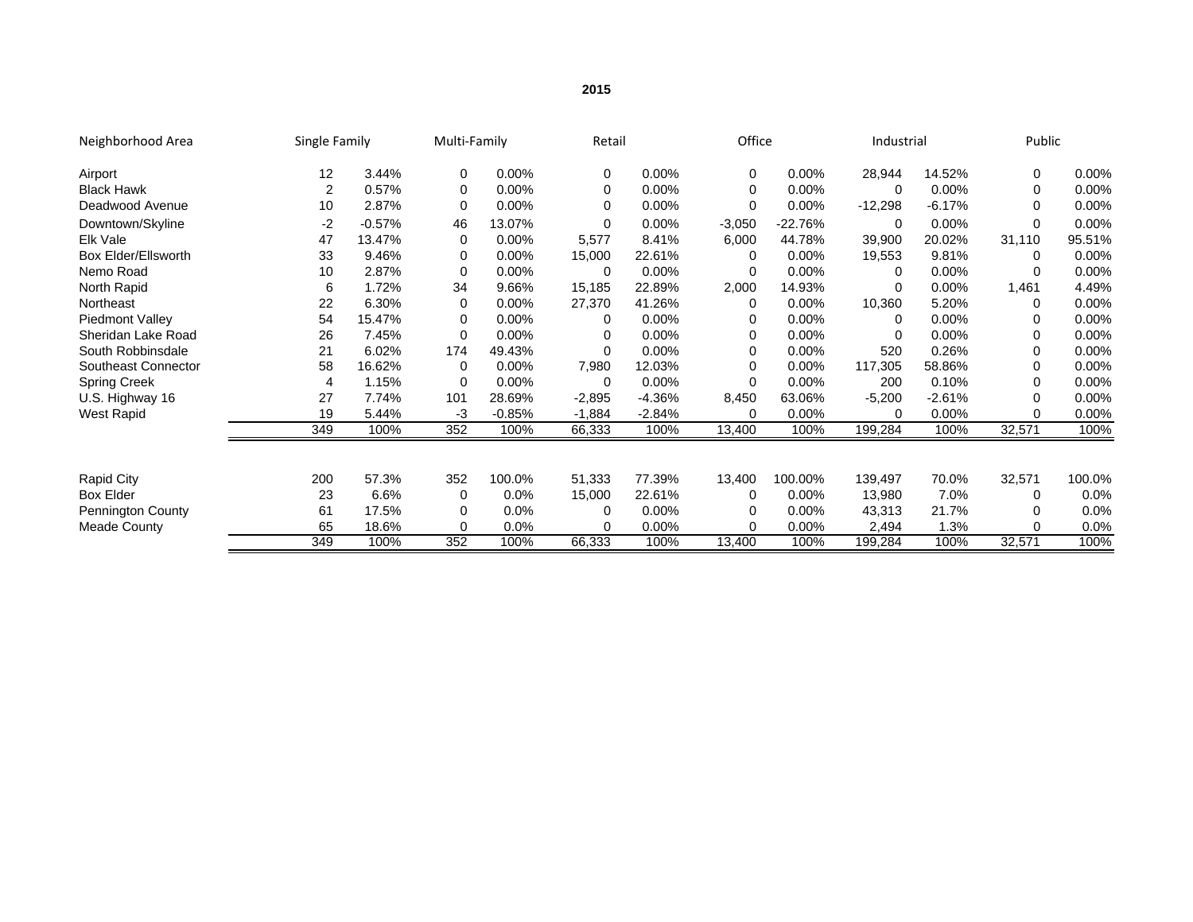**2015**

| Neighborhood Area | Single Family | | Multi-Family | | Retail | | Office | | Industrial | | Public | |
|---|---|---|---|---|---|---|---|---|---|---|---|---|
| Airport | 12 | 3.44% | 0 | 0.00% | 0 | 0.00% | 0 | 0.00% | 28,944 | 14.52% | 0 | 0.00% |
| Black Hawk | 2 | 0.57% | 0 | 0.00% | 0 | 0.00% | 0 | 0.00% | 0 | 0.00% | 0 | 0.00% |
| Deadwood Avenue | 10 | 2.87% | 0 | 0.00% | 0 | 0.00% | 0 | 0.00% | -12,298 | -6.17% | 0 | 0.00% |
| Downtown/Skyline | -2 | -0.57% | 46 | 13.07% | 0 | 0.00% | -3,050 | -22.76% | 0 | 0.00% | 0 | 0.00% |
| Elk Vale | 47 | 13.47% | 0 | 0.00% | 5,577 | 8.41% | 6,000 | 44.78% | 39,900 | 20.02% | 31,110 | 95.51% |
| Box Elder/Ellsworth | 33 | 9.46% | 0 | 0.00% | 15,000 | 22.61% | 0 | 0.00% | 19,553 | 9.81% | 0 | 0.00% |
| Nemo Road | 10 | 2.87% | 0 | 0.00% | 0 | 0.00% | 0 | 0.00% | 0 | 0.00% | 0 | 0.00% |
| North Rapid | 6 | 1.72% | 34 | 9.66% | 15,185 | 22.89% | 2,000 | 14.93% | 0 | 0.00% | 1,461 | 4.49% |
| Northeast | 22 | 6.30% | 0 | 0.00% | 27,370 | 41.26% | 0 | 0.00% | 10,360 | 5.20% | 0 | 0.00% |
| Piedmont Valley | 54 | 15.47% | 0 | 0.00% | 0 | 0.00% | 0 | 0.00% | 0 | 0.00% | 0 | 0.00% |
| Sheridan Lake Road | 26 | 7.45% | 0 | 0.00% | 0 | 0.00% | 0 | 0.00% | 0 | 0.00% | 0 | 0.00% |
| South Robbinsdale | 21 | 6.02% | 174 | 49.43% | 0 | 0.00% | 0 | 0.00% | 520 | 0.26% | 0 | 0.00% |
| Southeast Connector | 58 | 16.62% | 0 | 0.00% | 7,980 | 12.03% | 0 | 0.00% | 117,305 | 58.86% | 0 | 0.00% |
| Spring Creek | 4 | 1.15% | 0 | 0.00% | 0 | 0.00% | 0 | 0.00% | 200 | 0.10% | 0 | 0.00% |
| U.S. Highway 16 | 27 | 7.74% | 101 | 28.69% | -2,895 | -4.36% | 8,450 | 63.06% | -5,200 | -2.61% | 0 | 0.00% |
| West Rapid | 19 | 5.44% | -3 | -0.85% | -1,884 | -2.84% | 0 | 0.00% | 0 | 0.00% | 0 | 0.00% |
| | 349 | 100% | 352 | 100% | 66,333 | 100% | 13,400 | 100% | 199,284 | 100% | 32,571 | 100% |

| | | | | | | | | | | | | |
|---|---|---|---|---|---|---|---|---|---|---|---|---|
| Rapid City | 200 | 57.3% | 352 | 100.0% | 51,333 | 77.39% | 13,400 | 100.00% | 139,497 | 70.0% | 32,571 | 100.0% |
| Box Elder | 23 | 6.6% | 0 | 0.0% | 15,000 | 22.61% | 0 | 0.00% | 13,980 | 7.0% | 0 | 0.0% |
| Pennington County | 61 | 17.5% | 0 | 0.0% | 0 | 0.00% | 0 | 0.00% | 43,313 | 21.7% | 0 | 0.0% |
| Meade County | 65 | 18.6% | 0 | 0.0% | 0 | 0.00% | 0 | 0.00% | 2,494 | 1.3% | 0 | 0.0% |
| | 349 | 100% | 352 | 100% | 66,333 | 100% | 13,400 | 100% | 199,284 | 100% | 32,571 | 100% |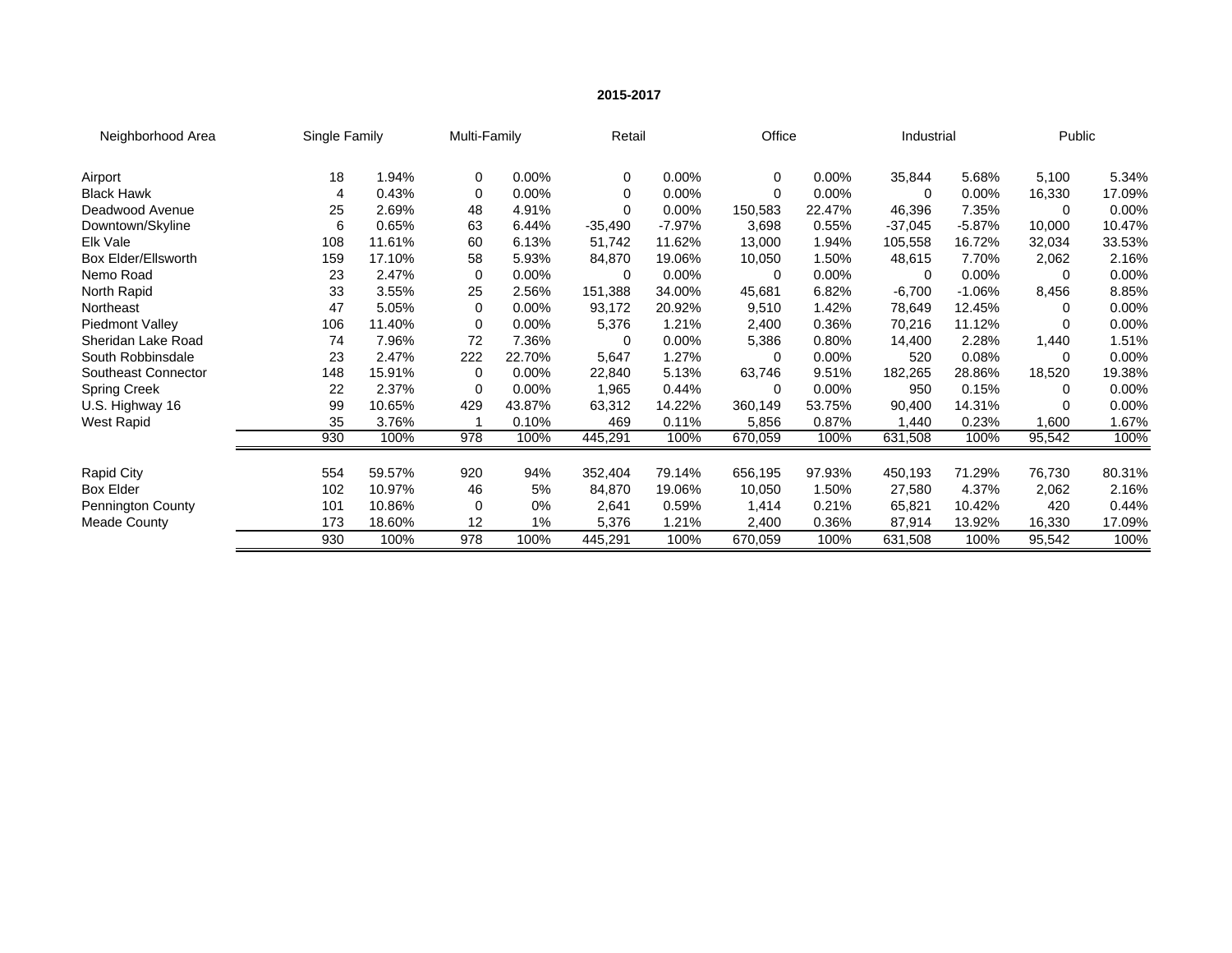**2015-2017**

| Neighborhood Area | Single Family | | Multi-Family | | Retail | | Office | | Industrial | | Public | |
|---|---|---|---|---|---|---|---|---|---|---|---|---|
| Airport | 18 | 1.94% | 0 | 0.00% | 0 | 0.00% | 0 | 0.00% | 35,844 | 5.68% | 5,100 | 5.34% |
| Black Hawk | 4 | 0.43% | 0 | 0.00% | 0 | 0.00% | 0 | 0.00% | 0 | 0.00% | 16,330 | 17.09% |
| Deadwood Avenue | 25 | 2.69% | 48 | 4.91% | 0 | 0.00% | 150,583 | 22.47% | 46,396 | 7.35% | 0 | 0.00% |
| Downtown/Skyline | 6 | 0.65% | 63 | 6.44% | -35,490 | -7.97% | 3,698 | 0.55% | -37,045 | -5.87% | 10,000 | 10.47% |
| Elk Vale | 108 | 11.61% | 60 | 6.13% | 51,742 | 11.62% | 13,000 | 1.94% | 105,558 | 16.72% | 32,034 | 33.53% |
| Box Elder/Ellsworth | 159 | 17.10% | 58 | 5.93% | 84,870 | 19.06% | 10,050 | 1.50% | 48,615 | 7.70% | 2,062 | 2.16% |
| Nemo Road | 23 | 2.47% | 0 | 0.00% | 0 | 0.00% | 0 | 0.00% | 0 | 0.00% | 0 | 0.00% |
| North Rapid | 33 | 3.55% | 25 | 2.56% | 151,388 | 34.00% | 45,681 | 6.82% | -6,700 | -1.06% | 8,456 | 8.85% |
| Northeast | 47 | 5.05% | 0 | 0.00% | 93,172 | 20.92% | 9,510 | 1.42% | 78,649 | 12.45% | 0 | 0.00% |
| Piedmont Valley | 106 | 11.40% | 0 | 0.00% | 5,376 | 1.21% | 2,400 | 0.36% | 70,216 | 11.12% | 0 | 0.00% |
| Sheridan Lake Road | 74 | 7.96% | 72 | 7.36% | 0 | 0.00% | 5,386 | 0.80% | 14,400 | 2.28% | 1,440 | 1.51% |
| South Robbinsdale | 23 | 2.47% | 222 | 22.70% | 5,647 | 1.27% | 0 | 0.00% | 520 | 0.08% | 0 | 0.00% |
| Southeast Connector | 148 | 15.91% | 0 | 0.00% | 22,840 | 5.13% | 63,746 | 9.51% | 182,265 | 28.86% | 18,520 | 19.38% |
| Spring Creek | 22 | 2.37% | 0 | 0.00% | 1,965 | 0.44% | 0 | 0.00% | 950 | 0.15% | 0 | 0.00% |
| U.S. Highway 16 | 99 | 10.65% | 429 | 43.87% | 63,312 | 14.22% | 360,149 | 53.75% | 90,400 | 14.31% | 0 | 0.00% |
| West Rapid | 35 | 3.76% | 1 | 0.10% | 469 | 0.11% | 5,856 | 0.87% | 1,440 | 0.23% | 1,600 | 1.67% |
| | 930 | 100% | 978 | 100% | 445,291 | 100% | 670,059 | 100% | 631,508 | 100% | 95,542 | 100% |
| | | | | | | | | | | | | |
| Rapid City | 554 | 59.57% | 920 | 94% | 352,404 | 79.14% | 656,195 | 97.93% | 450,193 | 71.29% | 76,730 | 80.31% |
| Box Elder | 102 | 10.97% | 46 | 5% | 84,870 | 19.06% | 10,050 | 1.50% | 27,580 | 4.37% | 2,062 | 2.16% |
| Pennington County | 101 | 10.86% | 0 | 0% | 2,641 | 0.59% | 1,414 | 0.21% | 65,821 | 10.42% | 420 | 0.44% |
| Meade County | 173 | 18.60% | 12 | 1% | 5,376 | 1.21% | 2,400 | 0.36% | 87,914 | 13.92% | 16,330 | 17.09% |
| | 930 | 100% | 978 | 100% | 445,291 | 100% | 670,059 | 100% | 631,508 | 100% | 95,542 | 100% |